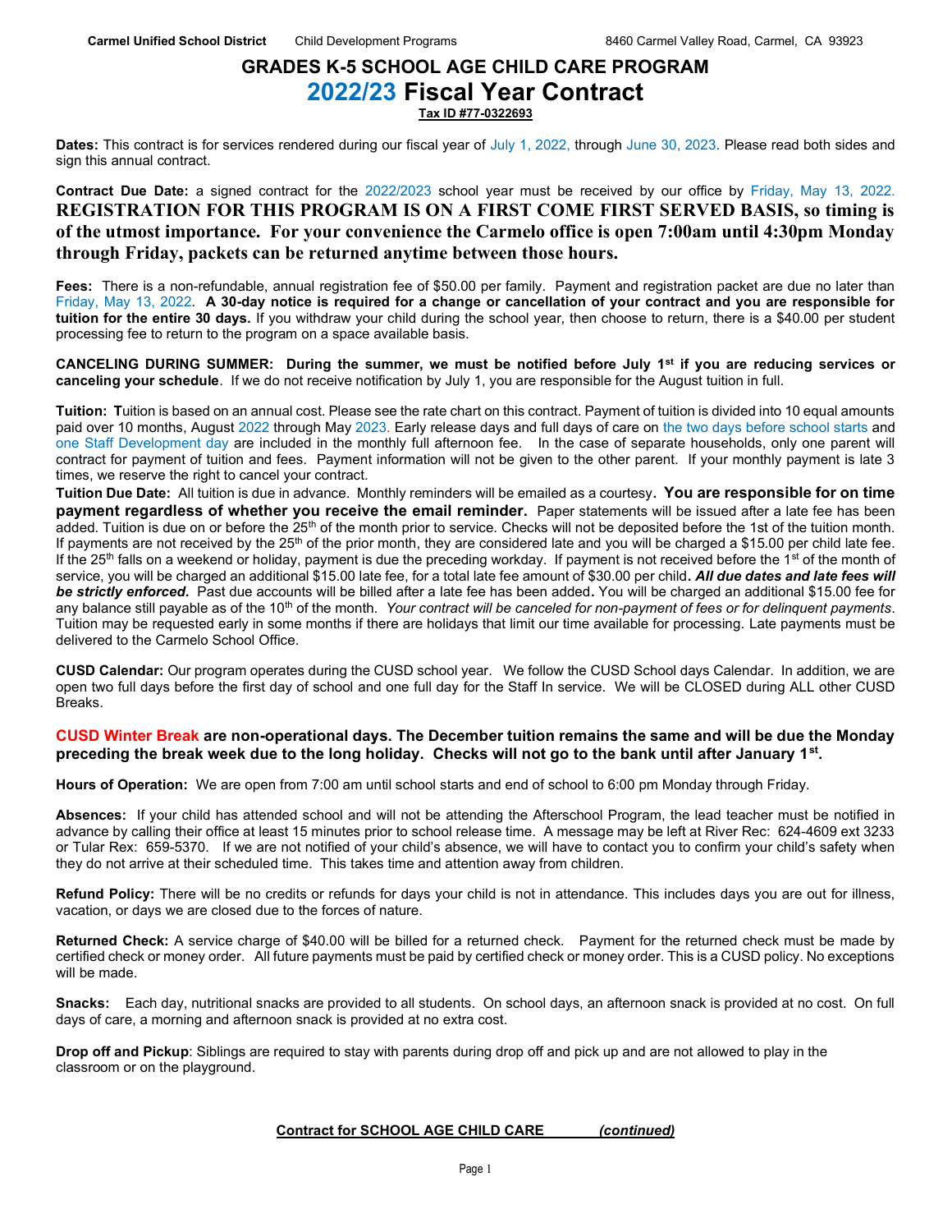**Carmel Unified School District** Child Development Programs 8460 Carmel Valley Road, Carmel, CA 93923

# GRADES K-5 SCHOOL AGE CHILD CARE PROGRAM

# 2022/23 Fiscal Year Contract

**Tax ID #77-0322693**

**Dates:** This contract is for services rendered during our fiscal year of July 1, 2022, through June 30, 2023. Please read both sides and sign this annual contract.

**Contract Due Date:** a signed contract for the 2022/2023 school year must be received by our office by Friday, May 13, 2022. **REGISTRATION FOR THIS PROGRAM IS ON A FIRST COME FIRST SERVED BASIS, so timing is of the utmost importance. For your convenience the Carmelo office is open 7:00am until 4:30pm Monday through Friday, packets can be returned anytime between those hours.**

**Fees:** There is a non-refundable, annual registration fee of $50.00 per family. Payment and registration packet are due no later than Friday, May 13, 2022. **A 30-day notice is required for a change or cancellation of your contract and you are responsible for tuition for the entire 30 days.** If you withdraw your child during the school year, then choose to return, there is a $40.00 per student processing fee to return to the program on a space available basis.

**CANCELING DURING SUMMER: During the summer, we must be notified before July 1st if you are reducing services or canceling your schedule**. If we do not receive notification by July 1, you are responsible for the August tuition in full.

**Tuition: T**uition is based on an annual cost. Please see the rate chart on this contract. Payment of tuition is divided into 10 equal amounts paid over 10 months, August 2022 through May 2023. Early release days and full days of care on the two days before school starts and one Staff Development day are included in the monthly full afternoon fee. In the case of separate households, only one parent will contract for payment of tuition and fees. Payment information will not be given to the other parent. If your monthly payment is late 3 times, we reserve the right to cancel your contract.

**Tuition Due Date:** All tuition is due in advance. Monthly reminders will be emailed as a courtesy**. You are responsible for on time payment regardless of whether you receive the email reminder.** Paper statements will be issued after a late fee has been added. Tuition is due on or before the 25th of the month prior to service. Checks will not be deposited before the 1st of the tuition month. If payments are not received by the 25th of the prior month, they are considered late and you will be charged a $15.00 per child late fee. If the 25th falls on a weekend or holiday, payment is due the preceding workday. If payment is not received before the 1st of the month of service, you will be charged an additional $15.00 late fee, for a total late fee amount of $30.00 per child**. *All due dates and late fees will be strictly enforced***. Past due accounts will be billed after a late fee has been added**.** You will be charged an additional $15.00 fee for any balance still payable as of the 10th of the month. *Your contract will be canceled for non-payment of fees or for delinquent payments*. Tuition may be requested early in some months if there are holidays that limit our time available for processing. Late payments must be delivered to the Carmelo School Office.

**CUSD Calendar:** Our program operates during the CUSD school year. We follow the CUSD School days Calendar. In addition, we are open two full days before the first day of school and one full day for the Staff In service. We will be CLOSED during ALL other CUSD Breaks.

**CUSD Winter Break are non-operational days. The December tuition remains the same and will be due the Monday preceding the break week due to the long holiday. Checks will not go to the bank until after January 1st.**

**Hours of Operation:** We are open from 7:00 am until school starts and end of school to 6:00 pm Monday through Friday.

**Absences:** If your child has attended school and will not be attending the Afterschool Program, the lead teacher must be notified in advance by calling their office at least 15 minutes prior to school release time. A message may be left at River Rec: 624-4609 ext 3233 or Tular Rex: 659-5370. If we are not notified of your child's absence, we will have to contact you to confirm your child's safety when they do not arrive at their scheduled time. This takes time and attention away from children.

**Refund Policy:** There will be no credits or refunds for days your child is not in attendance. This includes days you are out for illness, vacation, or days we are closed due to the forces of nature.

**Returned Check:** A service charge of $40.00 will be billed for a returned check. Payment for the returned check must be made by certified check or money order. All future payments must be paid by certified check or money order. This is a CUSD policy. No exceptions will be made.

**Snacks:** Each day, nutritional snacks are provided to all students. On school days, an afternoon snack is provided at no cost. On full days of care, a morning and afternoon snack is provided at no extra cost.

**Drop off and Pickup**: Siblings are required to stay with parents during drop off and pick up and are not allowed to play in the classroom or on the playground.

**Contract for SCHOOL AGE CHILD CARE** ***(continued)***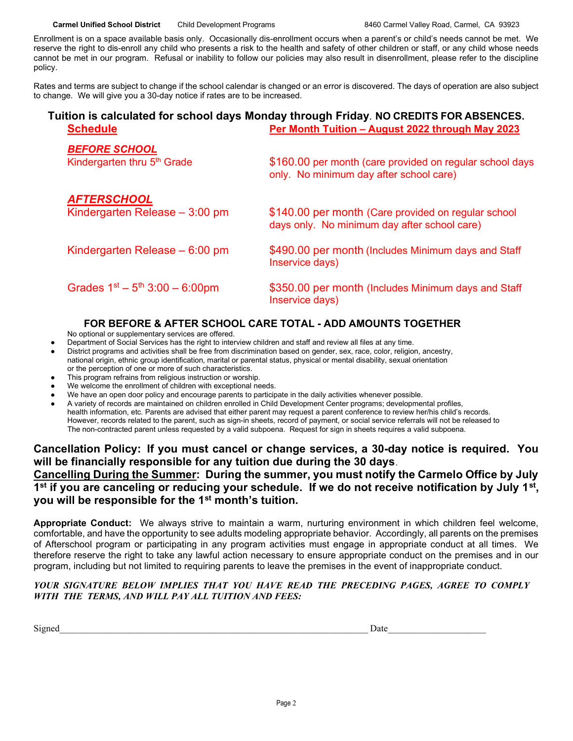Enrollment is on a space available basis only. Occasionally dis-enrollment occurs when a parent's or child's needs cannot be met. We reserve the right to dis-enroll any child who presents a risk to the health and safety of other children or staff, or any child whose needs cannot be met in our program. Refusal or inability to follow our policies may also result in disenrollment, please refer to the discipline policy.

Rates and terms are subject to change if the school calendar is changed or an error is discovered. The days of operation are also subject to change. We will give you a 30-day notice if rates are to be increased.

## Tuition is calculated for school days Monday through Friday. NO CREDITS FOR ABSENCES.

| Schedule | Per Month Tuition – August 2022 through May 2023 |
|---|---|
| ***BEFORE SCHOOL*** | |
| Kindergarten thru 5th Grade | $160.00 per month (care provided on regular school days only. No minimum day after school care) |
| ***AFTERSCHOOL*** | |
| Kindergarten Release – 3:00 pm | $140.00 per month (Care provided on regular school days only. No minimum day after school care) |
| Kindergarten Release – 6:00 pm | $490.00 per month (Includes Minimum days and Staff Inservice days) |
| Grades 1st – 5th 3:00 – 6:00pm | $350.00 per month (Includes Minimum days and Staff Inservice days) |

### FOR BEFORE & AFTER SCHOOL CARE TOTAL - ADD AMOUNTS TOGETHER

No optional or supplementary services are offered.

- Department of Social Services has the right to interview children and staff and review all files at any time.
- District programs and activities shall be free from discrimination based on gender, sex, race, color, religion, ancestry, national origin, ethnic group identification, marital or parental status, physical or mental disability, sexual orientation or the perception of one or more of such characteristics.
- This program refrains from religious instruction or worship.
- We welcome the enrollment of children with exceptional needs.
- We have an open door policy and encourage parents to participate in the daily activities whenever possible.
- A variety of records are maintained on children enrolled in Child Development Center programs; developmental profiles, health information, etc. Parents are advised that either parent may request a parent conference to review her/his child's records. However, records related to the parent, such as sign-in sheets, record of payment, or social service referrals will not be released to The non-contracted parent unless requested by a valid subpoena. Request for sign in sheets requires a valid subpoena.

**Cancellation Policy: If you must cancel or change services, a 30-day notice is required. You will be financially responsible for any tuition due during the 30 days.**

**Cancelling During the Summer: During the summer, you must notify the Carmelo Office by July 1st if you are canceling or reducing your schedule. If we do not receive notification by July 1st, you will be responsible for the 1st month's tuition.**

**Appropriate Conduct:** We always strive to maintain a warm, nurturing environment in which children feel welcome, comfortable, and have the opportunity to see adults modeling appropriate behavior. Accordingly, all parents on the premises of Afterschool program or participating in any program activities must engage in appropriate conduct at all times. We therefore reserve the right to take any lawful action necessary to ensure appropriate conduct on the premises and in our program, including but not limited to requiring parents to leave the premises in the event of inappropriate conduct.

***YOUR SIGNATURE BELOW IMPLIES THAT YOU HAVE READ THE PRECEDING PAGES, AGREE TO COMPLY WITH THE TERMS, AND WILL PAY ALL TUITION AND FEES:***

Signed_______________________________________________ Date____________________